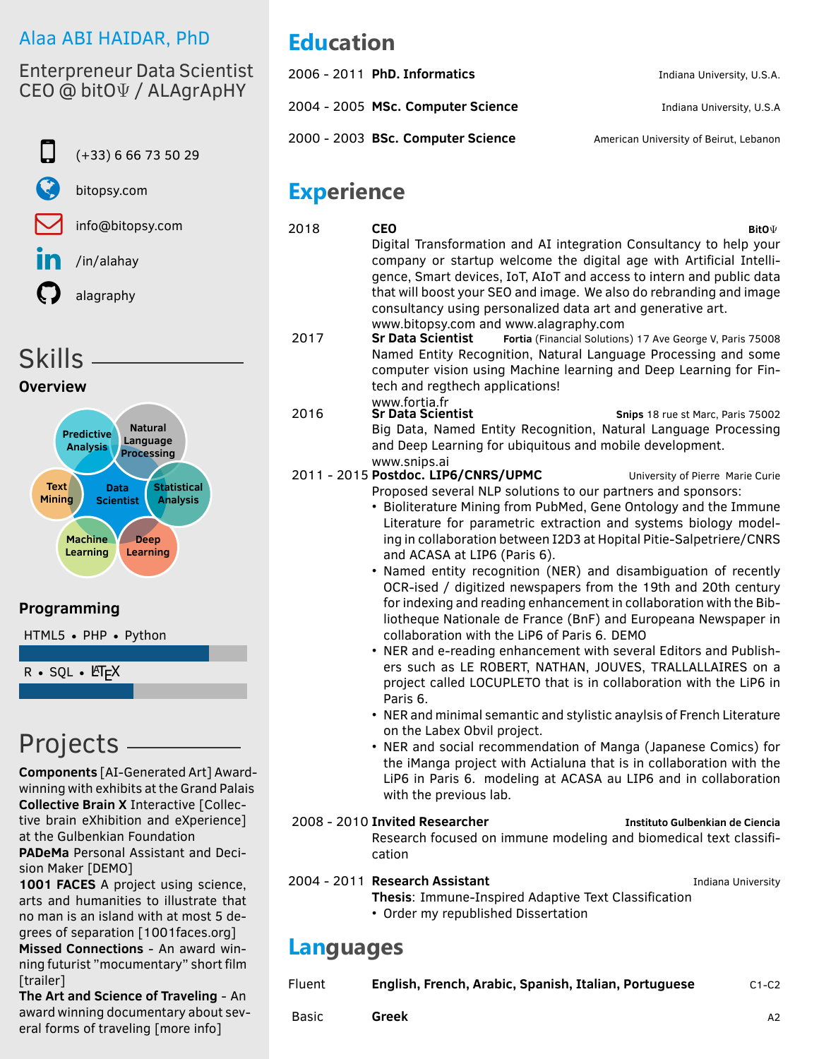# Alaa ABI HAIDAR, PhD

Enterpreneur Data Scientist
CEO @ bitOΨ / ALAgrApHY

(+33) 6 66 73 50 29

bitopsy.com

info@bitopsy.com

/in/alahay

alagraphy

## Skills

### Overview

Predictive Analysis • Natural Language Processing • Text Mining • Data Scientist • Statistical Analysis • Machine Learning • Deep Learning

### Programming

HTML5 • PHP • Python

R • SQL • LaTeX

## Projects

**Components** [AI-Generated Art] Award-winning with exhibits at the Grand Palais
**Collective Brain X** Interactive [Collective brain eXhibition and eXperience] at the Gulbenkian Foundation
**PADeMa** Personal Assistant and Decision Maker [DEMO]
**1001 FACES** A project using science, arts and humanities to illustrate that no man is an island with at most 5 degrees of separation [1001faces.org]
**Missed Connections** - An award winning futurist "mocumentary" short film [trailer]
**The Art and Science of Traveling** - An award winning documentary about several forms of traveling [more info]

## Education

2006 - 2011 **PhD. Informatics** — Indiana University, U.S.A.

2004 - 2005 **MSc. Computer Science** — Indiana University, U.S.A

2000 - 2003 **BSc. Computer Science** — American University of Beirut, Lebanon

## Experience

**2018 — CEO** — **BitOΨ**
Digital Transformation and AI integration Consultancy to help your company or startup welcome the digital age with Artificial Intelligence, Smart devices, IoT, AIoT and access to intern and public data that will boost your SEO and image. We also do rebranding and image consultancy using personalized data art and generative art.
www.bitopsy.com and www.alagraphy.com

**2017 — Sr Data Scientist** — **Fortia** (Financial Solutions) 17 Ave George V, Paris 75008
Named Entity Recognition, Natural Language Processing and some computer vision using Machine learning and Deep Learning for Fintech and regthech applications!
www.fortia.fr

**2016 — Sr Data Scientist** — **Snips** 18 rue st Marc, Paris 75002
Big Data, Named Entity Recognition, Natural Language Processing and Deep Learning for ubiquitous and mobile development.
www.snips.ai

**2011 - 2015 — Postdoc. LIP6/CNRS/UPMC** — University of Pierre Marie Curie
Proposed several NLP solutions to our partners and sponsors:

- Bioliterature Mining from PubMed, Gene Ontology and the Immune Literature for parametric extraction and systems biology modeling in collaboration between I2D3 at Hopital Pitie-Salpetriere/CNRS and ACASA at LIP6 (Paris 6).
- Named entity recognition (NER) and disambiguation of recently OCR-ised / digitized newspapers from the 19th and 20th century for indexing and reading enhancement in collaboration with the Bibliotheque Nationale de France (BnF) and Europeana Newspaper in collaboration with the LiP6 of Paris 6. DEMO
- NER and e-reading enhancement with several Editors and Publishers such as LE ROBERT, NATHAN, JOUVES, TRALLALLAIRES on a project called LOCUPLETO that is in collaboration with the LiP6 in Paris 6.
- NER and minimal semantic and stylistic anaylsis of French Literature on the Labex Obvil project.
- NER and social recommendation of Manga (Japanese Comics) for the iManga project with Actialuna that is in collaboration with the LiP6 in Paris 6. modeling at ACASA au LIP6 and in collaboration with the previous lab.

**2008 - 2010 — Invited Researcher** — **Instituto Gulbenkian de Ciencia**
Research focused on immune modeling and biomedical text classification

**2004 - 2011 — Research Assistant** — Indiana University
**Thesis**: Immune-Inspired Adaptive Text Classification

- Order my republished Dissertation

## Languages

| Level | Languages | CEFR |
|---|---|---|
| Fluent | **English, French, Arabic, Spanish, Italian, Portuguese** | C1-C2 |
| Basic | **Greek** | A2 |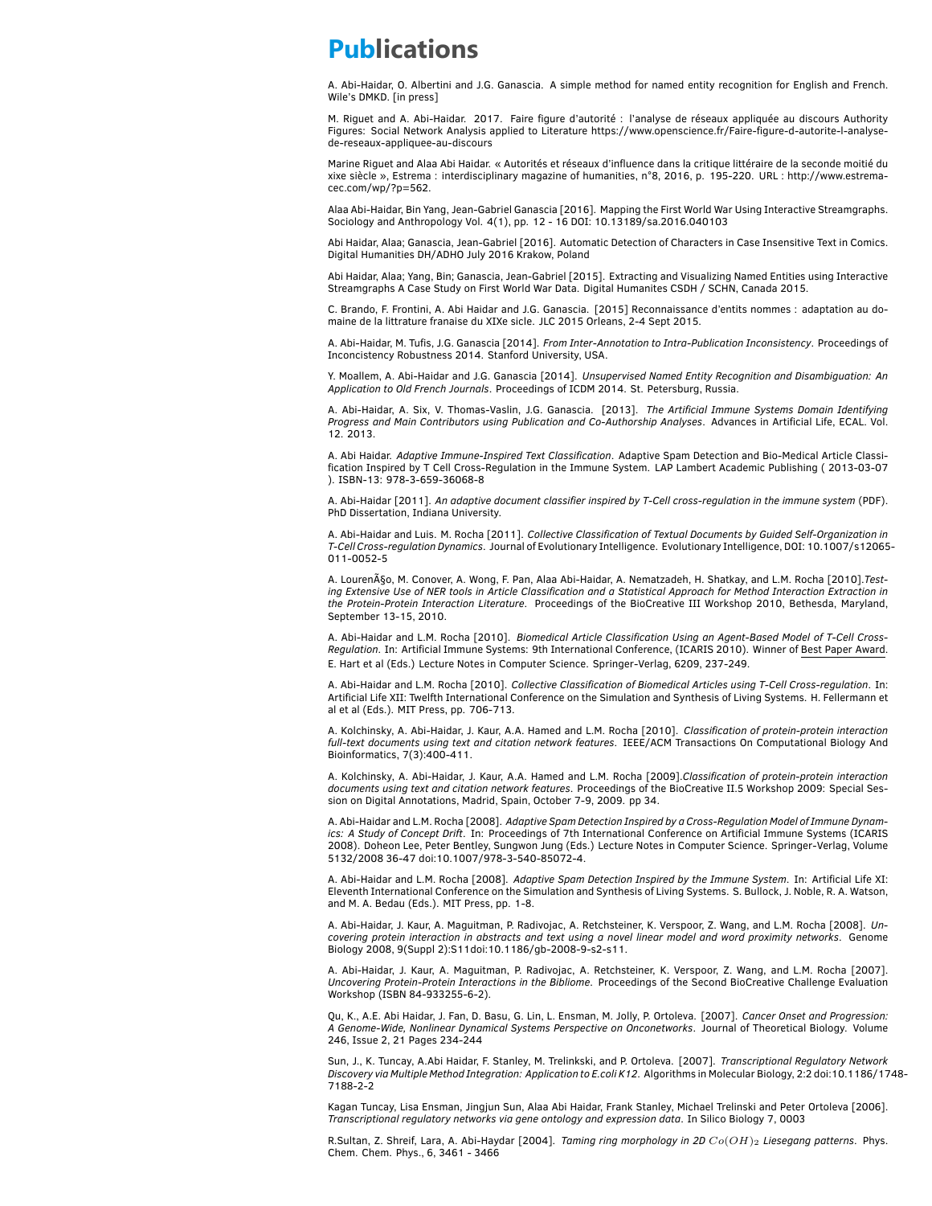# Publications

A. Abi-Haidar, O. Albertini and J.G. Ganascia. A simple method for named entity recognition for English and French. Wile's DMKD. [in press]

M. Riguet and A. Abi-Haidar. 2017. Faire figure d'autorité : l'analyse de réseaux appliquée au discours Authority Figures: Social Network Analysis applied to Literature https://www.openscience.fr/Faire-figure-d-autorite-l-analyse-de-reseaux-appliquee-au-discours

Marine Riguet and Alaa Abi Haidar. « Autorités et réseaux d'influence dans la critique littéraire de la seconde moitié du xixe siècle », Estrema : interdisciplinary magazine of humanities, n°8, 2016, p. 195-220. URL : http://www.estrema-cec.com/wp/?p=562.

Alaa Abi-Haidar, Bin Yang, Jean-Gabriel Ganascia [2016]. Mapping the First World War Using Interactive Streamgraphs. Sociology and Anthropology Vol. 4(1), pp. 12 - 16 DOI: 10.13189/sa.2016.040103

Abi Haidar, Alaa; Ganascia, Jean-Gabriel [2016]. Automatic Detection of Characters in Case Insensitive Text in Comics. Digital Humanities DH/ADHO July 2016 Krakow, Poland

Abi Haidar, Alaa; Yang, Bin; Ganascia, Jean-Gabriel [2015]. Extracting and Visualizing Named Entities using Interactive Streamgraphs A Case Study on First World War Data. Digital Humanites CSDH / SCHN, Canada 2015.

C. Brando, F. Frontini, A. Abi Haidar and J.G. Ganascia. [2015] Reconnaissance d'entits nommes : adaptation au domaine de la littrature franaise du XIXe sicle. JLC 2015 Orleans, 2-4 Sept 2015.

A. Abi-Haidar, M. Tufis, J.G. Ganascia [2014]. *From Inter-Annotation to Intra-Publication Inconsistency*. Proceedings of Inconcistency Robustness 2014. Stanford University, USA.

Y. Moallem, A. Abi-Haidar and J.G. Ganascia [2014]. *Unsupervised Named Entity Recognition and Disambiguation: An Application to Old French Journals*. Proceedings of ICDM 2014. St. Petersburg, Russia.

A. Abi-Haidar, A. Six, V. Thomas-Vaslin, J.G. Ganascia. [2013]. *The Artificial Immune Systems Domain Identifying Progress and Main Contributors using Publication and Co-Authorship Analyses*. Advances in Artificial Life, ECAL. Vol. 12. 2013.

A. Abi Haidar. *Adaptive Immune-Inspired Text Classification*. Adaptive Spam Detection and Bio-Medical Article Classification Inspired by T Cell Cross-Regulation in the Immune System. LAP Lambert Academic Publishing ( 2013-03-07 ). ISBN-13: 978-3-659-36068-8

A. Abi-Haidar [2011]. *An adaptive document classifier inspired by T-Cell cross-regulation in the immune system* (PDF). PhD Dissertation, Indiana University.

A. Abi-Haidar and Luis. M. Rocha [2011]. *Collective Classification of Textual Documents by Guided Self-Organization in T-Cell Cross-regulation Dynamics*. Journal of Evolutionary Intelligence. Evolutionary Intelligence, DOI: 10.1007/s12065-011-0052-5

A. LourenÃ§o, M. Conover, A. Wong, F. Pan, Alaa Abi-Haidar, A. Nematzadeh, H. Shatkay, and L.M. Rocha [2010].*Testing Extensive Use of NER tools in Article Classification and a Statistical Approach for Method Interaction Extraction in the Protein-Protein Interaction Literature*. Proceedings of the BioCreative III Workshop 2010, Bethesda, Maryland, September 13-15, 2010.

A. Abi-Haidar and L.M. Rocha [2010]. *Biomedical Article Classification Using an Agent-Based Model of T-Cell Cross-Regulation*. In: Artificial Immune Systems: 9th International Conference, (ICARIS 2010). Winner of Best Paper Award. E. Hart et al (Eds.) Lecture Notes in Computer Science. Springer-Verlag, 6209, 237-249.

A. Abi-Haidar and L.M. Rocha [2010]. *Collective Classification of Biomedical Articles using T-Cell Cross-regulation*. In: Artificial Life XII: Twelfth International Conference on the Simulation and Synthesis of Living Systems. H. Fellermann et al et al (Eds.). MIT Press, pp. 706-713.

A. Kolchinsky, A. Abi-Haidar, J. Kaur, A.A. Hamed and L.M. Rocha [2010]. *Classification of protein-protein interaction full-text documents using text and citation network features*. IEEE/ACM Transactions On Computational Biology And Bioinformatics, 7(3):400-411.

A. Kolchinsky, A. Abi-Haidar, J. Kaur, A.A. Hamed and L.M. Rocha [2009].*Classification of protein-protein interaction documents using text and citation network features*. Proceedings of the BioCreative II.5 Workshop 2009: Special Session on Digital Annotations, Madrid, Spain, October 7-9, 2009. pp 34.

A. Abi-Haidar and L.M. Rocha [2008]. *Adaptive Spam Detection Inspired by a Cross-Regulation Model of Immune Dynamics: A Study of Concept Drift*. In: Proceedings of 7th International Conference on Artificial Immune Systems (ICARIS 2008). Doheon Lee, Peter Bentley, Sungwon Jung (Eds.) Lecture Notes in Computer Science. Springer-Verlag, Volume 5132/2008 36-47 doi:10.1007/978-3-540-85072-4.

A. Abi-Haidar and L.M. Rocha [2008]. *Adaptive Spam Detection Inspired by the Immune System*. In: Artificial Life XI: Eleventh International Conference on the Simulation and Synthesis of Living Systems. S. Bullock, J. Noble, R. A. Watson, and M. A. Bedau (Eds.). MIT Press, pp. 1-8.

A. Abi-Haidar, J. Kaur, A. Maguitman, P. Radivojac, A. Retchsteiner, K. Verspoor, Z. Wang, and L.M. Rocha [2008]. *Uncovering protein interaction in abstracts and text using a novel linear model and word proximity networks*. Genome Biology 2008, 9(Suppl 2):S11doi:10.1186/gb-2008-9-s2-s11.

A. Abi-Haidar, J. Kaur, A. Maguitman, P. Radivojac, A. Retchsteiner, K. Verspoor, Z. Wang, and L.M. Rocha [2007]. *Uncovering Protein-Protein Interactions in the Bibliome*. Proceedings of the Second BioCreative Challenge Evaluation Workshop (ISBN 84-933255-6-2).

Qu, K., A.E. Abi Haidar, J. Fan, D. Basu, G. Lin, L. Ensman, M. Jolly, P. Ortoleva. [2007]. *Cancer Onset and Progression: A Genome-Wide, Nonlinear Dynamical Systems Perspective on Onconetworks*. Journal of Theoretical Biology. Volume 246, Issue 2, 21 Pages 234-244

Sun, J., K. Tuncay, A.Abi Haidar, F. Stanley, M. Trelinkski, and P. Ortoleva. [2007]. *Transcriptional Regulatory Network Discovery via Multiple Method Integration: Application to E.coli K12*. Algorithms in Molecular Biology, 2:2 doi:10.1186/1748-7188-2-2

Kagan Tuncay, Lisa Ensman, Jingjun Sun, Alaa Abi Haidar, Frank Stanley, Michael Trelinski and Peter Ortoleva [2006]. *Transcriptional regulatory networks via gene ontology and expression data*. In Silico Biology 7, 0003

R.Sultan, Z. Shreif, Lara, A. Abi-Haydar [2004]. *Taming ring morphology in 2D $Co(OH)_2$ Liesegang patterns*. Phys. Chem. Chem. Phys., 6, 3461 - 3466